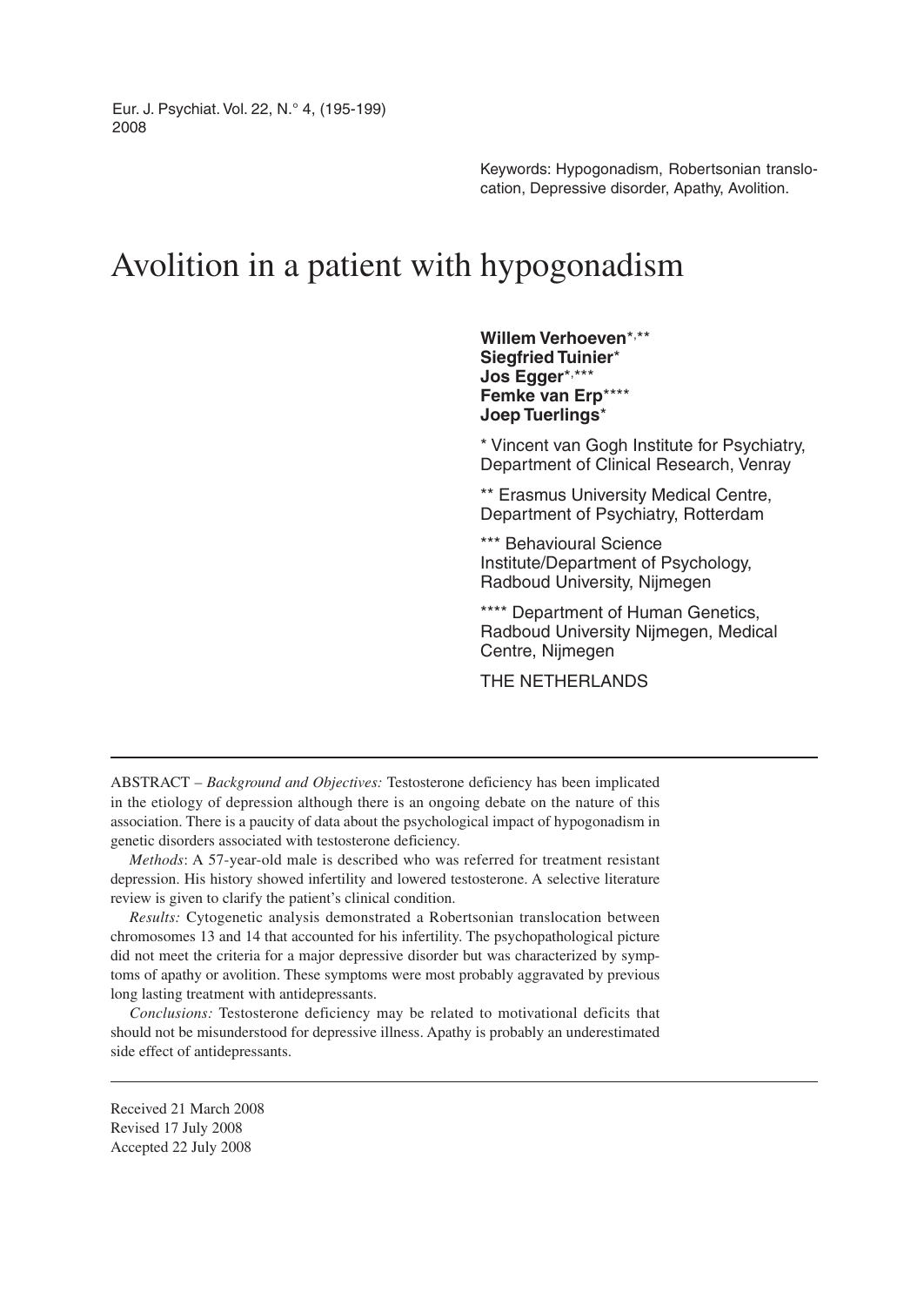Keywords: Hypogonadism, Robertsonian translocation, Depressive disorder, Apathy, Avolition.

# Avolition in a patient with hypogonadism

**Willem Verhoeven**[*,**]
**Siegfried Tuinier**[*]
**Jos Egger**[*,***]
**Femke van Erp**[****]
**Joep Tuerlings**[*]

[*] Vincent van Gogh Institute for Psychiatry, Department of Clinical Research, Venray

[**] Erasmus University Medical Centre, Department of Psychiatry, Rotterdam

[***] Behavioural Science Institute/Department of Psychology, Radboud University, Nijmegen

[****] Department of Human Genetics, Radboud University Nijmegen, Medical Centre, Nijmegen

THE NETHERLANDS

---

ABSTRACT – *Background and Objectives:* Testosterone deficiency has been implicated in the etiology of depression although there is an ongoing debate on the nature of this association. There is a paucity of data about the psychological impact of hypogonadism in genetic disorders associated with testosterone deficiency.

*Methods*: A 57-year-old male is described who was referred for treatment resistant depression. His history showed infertility and lowered testosterone. A selective literature review is given to clarify the patient's clinical condition.

*Results:* Cytogenetic analysis demonstrated a Robertsonian translocation between chromosomes 13 and 14 that accounted for his infertility. The psychopathological picture did not meet the criteria for a major depressive disorder but was characterized by symptoms of apathy or avolition. These symptoms were most probably aggravated by previous long lasting treatment with antidepressants.

*Conclusions:* Testosterone deficiency may be related to motivational deficits that should not be misunderstood for depressive illness. Apathy is probably an underestimated side effect of antidepressants.

---

Received 21 March 2008
Revised 17 July 2008
Accepted 22 July 2008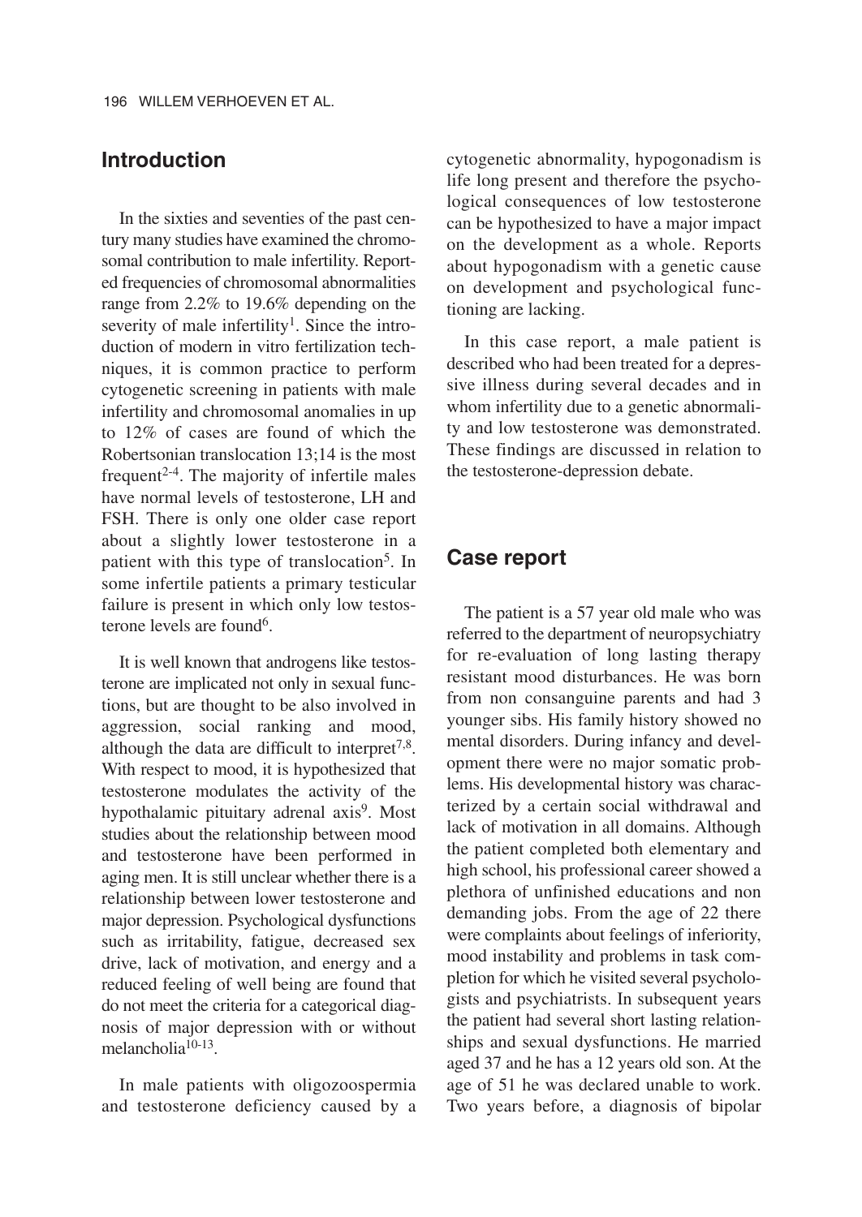## Introduction

In the sixties and seventies of the past century many studies have examined the chromosomal contribution to male infertility. Reported frequencies of chromosomal abnormalities range from 2.2% to 19.6% depending on the severity of male infertility[1]. Since the introduction of modern in vitro fertilization techniques, it is common practice to perform cytogenetic screening in patients with male infertility and chromosomal anomalies in up to 12% of cases are found of which the Robertsonian translocation 13;14 is the most frequent[2-4]. The majority of infertile males have normal levels of testosterone, LH and FSH. There is only one older case report about a slightly lower testosterone in a patient with this type of translocation[5]. In some infertile patients a primary testicular failure is present in which only low testosterone levels are found[6].

It is well known that androgens like testosterone are implicated not only in sexual functions, but are thought to be also involved in aggression, social ranking and mood, although the data are difficult to interpret[7,8]. With respect to mood, it is hypothesized that testosterone modulates the activity of the hypothalamic pituitary adrenal axis[9]. Most studies about the relationship between mood and testosterone have been performed in aging men. It is still unclear whether there is a relationship between lower testosterone and major depression. Psychological dysfunctions such as irritability, fatigue, decreased sex drive, lack of motivation, and energy and a reduced feeling of well being are found that do not meet the criteria for a categorical diagnosis of major depression with or without melancholia[10-13].

In male patients with oligozoospermia and testosterone deficiency caused by a cytogenetic abnormality, hypogonadism is life long present and therefore the psychological consequences of low testosterone can be hypothesized to have a major impact on the development as a whole. Reports about hypogonadism with a genetic cause on development and psychological functioning are lacking.

In this case report, a male patient is described who had been treated for a depressive illness during several decades and in whom infertility due to a genetic abnormality and low testosterone was demonstrated. These findings are discussed in relation to the testosterone-depression debate.

## Case report

The patient is a 57 year old male who was referred to the department of neuropsychiatry for re-evaluation of long lasting therapy resistant mood disturbances. He was born from non consanguine parents and had 3 younger sibs. His family history showed no mental disorders. During infancy and development there were no major somatic problems. His developmental history was characterized by a certain social withdrawal and lack of motivation in all domains. Although the patient completed both elementary and high school, his professional career showed a plethora of unfinished educations and non demanding jobs. From the age of 22 there were complaints about feelings of inferiority, mood instability and problems in task completion for which he visited several psychologists and psychiatrists. In subsequent years the patient had several short lasting relationships and sexual dysfunctions. He married aged 37 and he has a 12 years old son. At the age of 51 he was declared unable to work. Two years before, a diagnosis of bipolar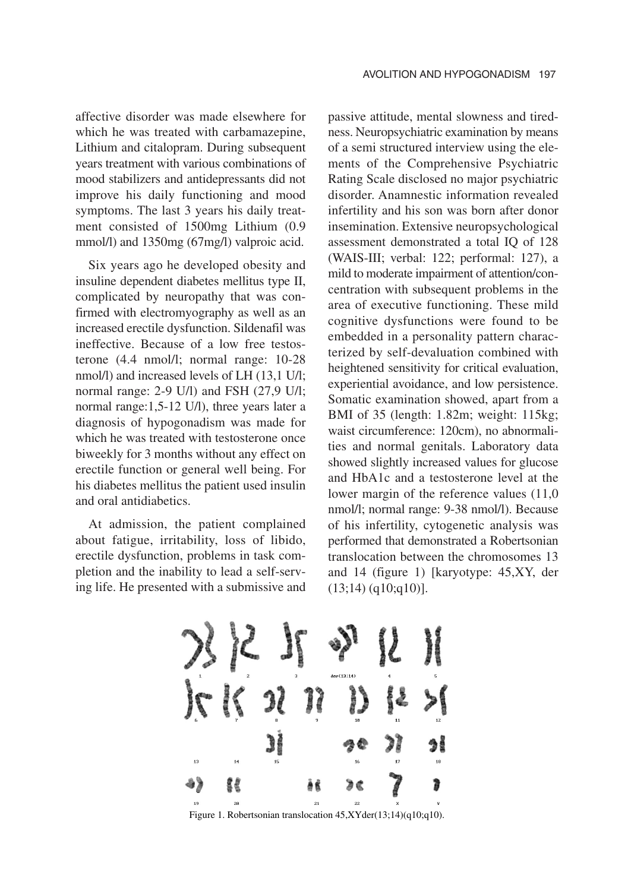affective disorder was made elsewhere for which he was treated with carbamazepine, Lithium and citalopram. During subsequent years treatment with various combinations of mood stabilizers and antidepressants did not improve his daily functioning and mood symptoms. The last 3 years his daily treatment consisted of 1500mg Lithium (0.9 mmol/l) and 1350mg (67mg/l) valproic acid.

Six years ago he developed obesity and insuline dependent diabetes mellitus type II, complicated by neuropathy that was confirmed with electromyography as well as an increased erectile dysfunction. Sildenafil was ineffective. Because of a low free testosterone (4.4 nmol/l; normal range: 10-28 nmol/l) and increased levels of LH (13,1 U/l; normal range: 2-9 U/l) and FSH (27,9 U/l; normal range:1,5-12 U/l), three years later a diagnosis of hypogonadism was made for which he was treated with testosterone once biweekly for 3 months without any effect on erectile function or general well being. For his diabetes mellitus the patient used insulin and oral antidiabetics.

At admission, the patient complained about fatigue, irritability, loss of libido, erectile dysfunction, problems in task completion and the inability to lead a self-serving life. He presented with a submissive and passive attitude, mental slowness and tiredness. Neuropsychiatric examination by means of a semi structured interview using the elements of the Comprehensive Psychiatric Rating Scale disclosed no major psychiatric disorder. Anamnestic information revealed infertility and his son was born after donor insemination. Extensive neuropsychological assessment demonstrated a total IQ of 128 (WAIS-III; verbal: 122; performal: 127), a mild to moderate impairment of attention/concentration with subsequent problems in the area of executive functioning. These mild cognitive dysfunctions were found to be embedded in a personality pattern characterized by self-devaluation combined with heightened sensitivity for critical evaluation, experiential avoidance, and low persistence. Somatic examination showed, apart from a BMI of 35 (length: 1.82m; weight: 115kg; waist circumference: 120cm), no abnormalities and normal genitals. Laboratory data showed slightly increased values for glucose and HbA1c and a testosterone level at the lower margin of the reference values (11,0 nmol/l; normal range: 9-38 nmol/l). Because of his infertility, cytogenetic analysis was performed that demonstrated a Robertsonian translocation between the chromosomes 13 and 14 (figure 1) [karyotype: 45,XY, der (13;14) (q10;q10)].

Figure 1. Robertsonian translocation 45,XYder(13;14)(q10;q10).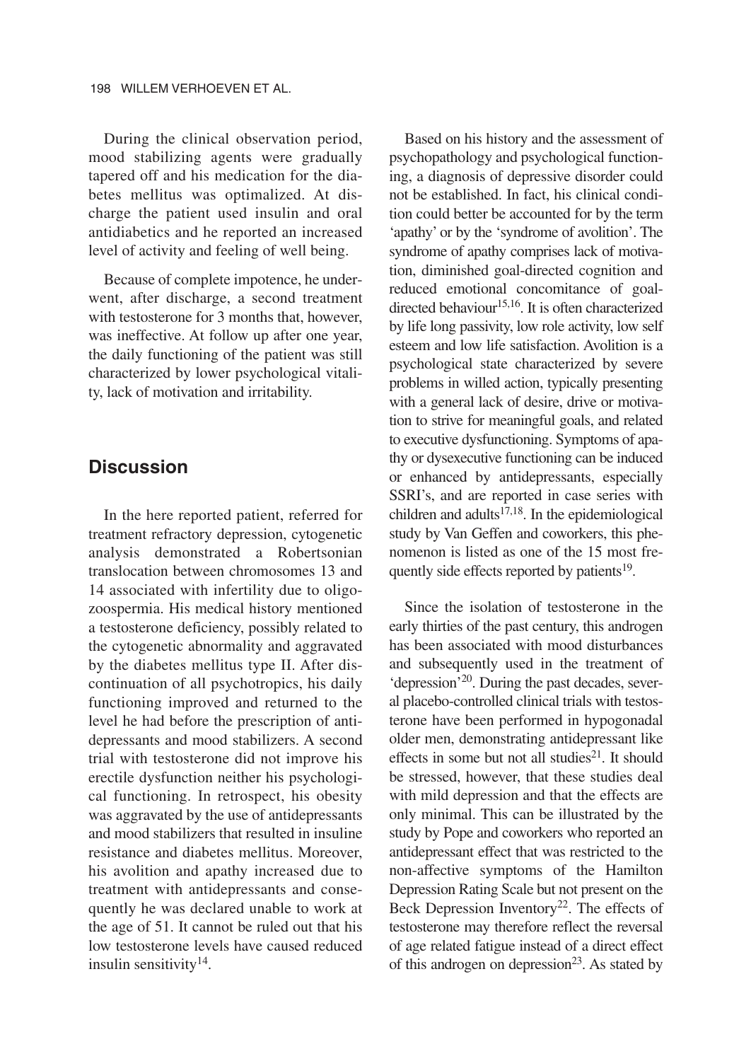During the clinical observation period, mood stabilizing agents were gradually tapered off and his medication for the diabetes mellitus was optimalized. At discharge the patient used insulin and oral antidiabetics and he reported an increased level of activity and feeling of well being.

Because of complete impotence, he underwent, after discharge, a second treatment with testosterone for 3 months that, however, was ineffective. At follow up after one year, the daily functioning of the patient was still characterized by lower psychological vitality, lack of motivation and irritability.

## Discussion

In the here reported patient, referred for treatment refractory depression, cytogenetic analysis demonstrated a Robertsonian translocation between chromosomes 13 and 14 associated with infertility due to oligozoospermia. His medical history mentioned a testosterone deficiency, possibly related to the cytogenetic abnormality and aggravated by the diabetes mellitus type II. After discontinuation of all psychotropics, his daily functioning improved and returned to the level he had before the prescription of antidepressants and mood stabilizers. A second trial with testosterone did not improve his erectile dysfunction neither his psychological functioning. In retrospect, his obesity was aggravated by the use of antidepressants and mood stabilizers that resulted in insuline resistance and diabetes mellitus. Moreover, his avolition and apathy increased due to treatment with antidepressants and consequently he was declared unable to work at the age of 51. It cannot be ruled out that his low testosterone levels have caused reduced insulin sensitivity[14].

Based on his history and the assessment of psychopathology and psychological functioning, a diagnosis of depressive disorder could not be established. In fact, his clinical condition could better be accounted for by the term 'apathy' or by the 'syndrome of avolition'. The syndrome of apathy comprises lack of motivation, diminished goal-directed cognition and reduced emotional concomitance of goal-directed behaviour[15,16]. It is often characterized by life long passivity, low role activity, low self esteem and low life satisfaction. Avolition is a psychological state characterized by severe problems in willed action, typically presenting with a general lack of desire, drive or motivation to strive for meaningful goals, and related to executive dysfunctioning. Symptoms of apathy or dysexecutive functioning can be induced or enhanced by antidepressants, especially SSRI's, and are reported in case series with children and adults[17,18]. In the epidemiological study by Van Geffen and coworkers, this phenomenon is listed as one of the 15 most frequently side effects reported by patients[19].

Since the isolation of testosterone in the early thirties of the past century, this androgen has been associated with mood disturbances and subsequently used in the treatment of 'depression'[20]. During the past decades, several placebo-controlled clinical trials with testosterone have been performed in hypogonadal older men, demonstrating antidepressant like effects in some but not all studies[21]. It should be stressed, however, that these studies deal with mild depression and that the effects are only minimal. This can be illustrated by the study by Pope and coworkers who reported an antidepressant effect that was restricted to the non-affective symptoms of the Hamilton Depression Rating Scale but not present on the Beck Depression Inventory[22]. The effects of testosterone may therefore reflect the reversal of age related fatigue instead of a direct effect of this androgen on depression[23]. As stated by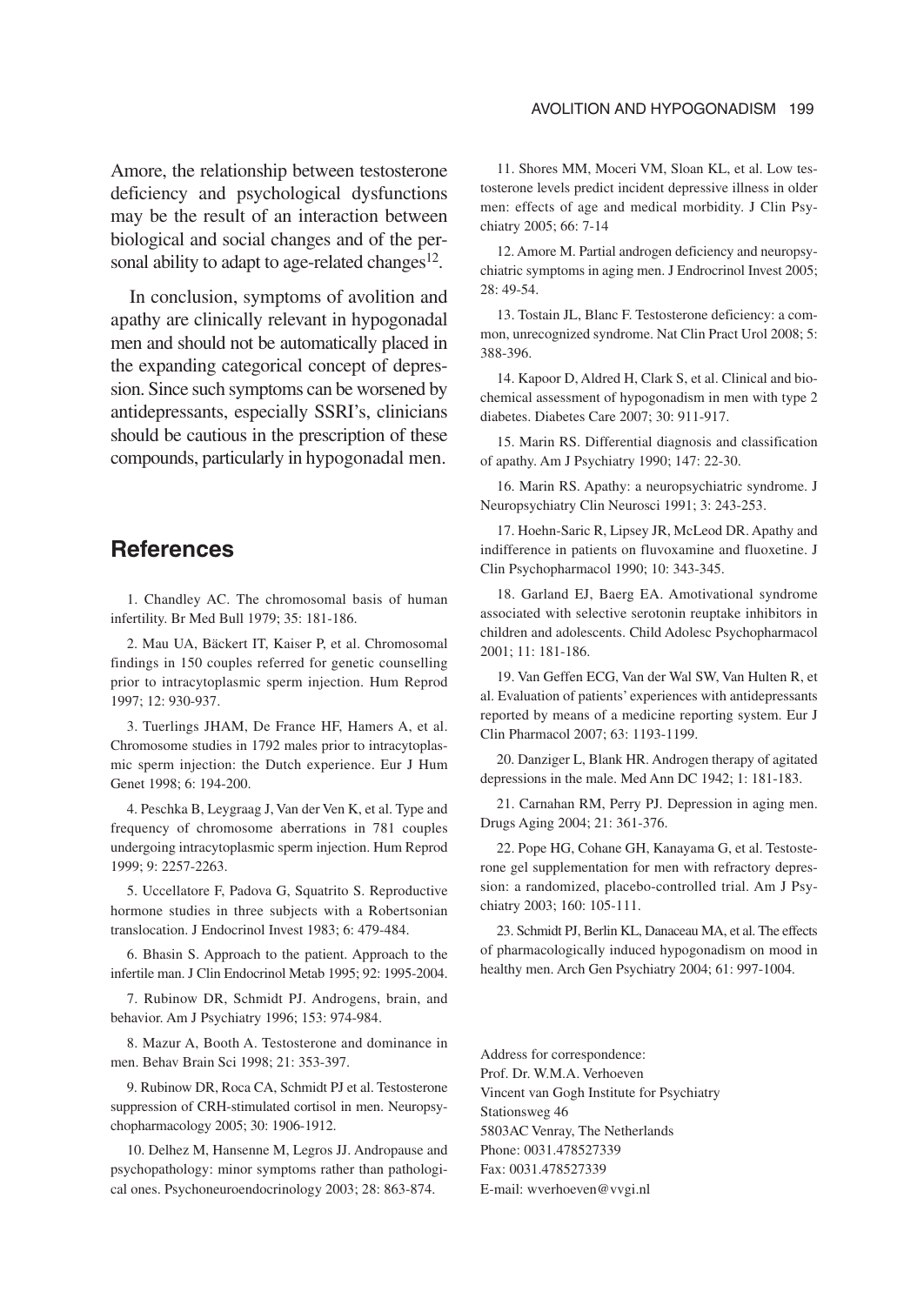Amore, the relationship between testosterone deficiency and psychological dysfunctions may be the result of an interaction between biological and social changes and of the personal ability to adapt to age-related changes[12].

In conclusion, symptoms of avolition and apathy are clinically relevant in hypogonadal men and should not be automatically placed in the expanding categorical concept of depression. Since such symptoms can be worsened by antidepressants, especially SSRI's, clinicians should be cautious in the prescription of these compounds, particularly in hypogonadal men.

## References

1. Chandley AC. The chromosomal basis of human infertility. Br Med Bull 1979; 35: 181-186.

2. Mau UA, Bäckert IT, Kaiser P, et al. Chromosomal findings in 150 couples referred for genetic counselling prior to intracytoplasmic sperm injection. Hum Reprod 1997; 12: 930-937.

3. Tuerlings JHAM, De France HF, Hamers A, et al. Chromosome studies in 1792 males prior to intracytoplasmic sperm injection: the Dutch experience. Eur J Hum Genet 1998; 6: 194-200.

4. Peschka B, Leygraag J, Van der Ven K, et al. Type and frequency of chromosome aberrations in 781 couples undergoing intracytoplasmic sperm injection. Hum Reprod 1999; 9: 2257-2263.

5. Uccellatore F, Padova G, Squatrito S. Reproductive hormone studies in three subjects with a Robertsonian translocation. J Endocrinol Invest 1983; 6: 479-484.

6. Bhasin S. Approach to the patient. Approach to the infertile man. J Clin Endocrinol Metab 1995; 92: 1995-2004.

7. Rubinow DR, Schmidt PJ. Androgens, brain, and behavior. Am J Psychiatry 1996; 153: 974-984.

8. Mazur A, Booth A. Testosterone and dominance in men. Behav Brain Sci 1998; 21: 353-397.

9. Rubinow DR, Roca CA, Schmidt PJ et al. Testosterone suppression of CRH-stimulated cortisol in men. Neuropsychopharmacology 2005; 30: 1906-1912.

10. Delhez M, Hansenne M, Legros JJ. Andropause and psychopathology: minor symptoms rather than pathological ones. Psychoneuroendocrinology 2003; 28: 863-874.

11. Shores MM, Moceri VM, Sloan KL, et al. Low testosterone levels predict incident depressive illness in older men: effects of age and medical morbidity. J Clin Psychiatry 2005; 66: 7-14

12. Amore M. Partial androgen deficiency and neuropsychiatric symptoms in aging men. J Endrocrinol Invest 2005; 28: 49-54.

13. Tostain JL, Blanc F. Testosterone deficiency: a common, unrecognized syndrome. Nat Clin Pract Urol 2008; 5: 388-396.

14. Kapoor D, Aldred H, Clark S, et al. Clinical and biochemical assessment of hypogonadism in men with type 2 diabetes. Diabetes Care 2007; 30: 911-917.

15. Marin RS. Differential diagnosis and classification of apathy. Am J Psychiatry 1990; 147: 22-30.

16. Marin RS. Apathy: a neuropsychiatric syndrome. J Neuropsychiatry Clin Neurosci 1991; 3: 243-253.

17. Hoehn-Saric R, Lipsey JR, McLeod DR. Apathy and indifference in patients on fluvoxamine and fluoxetine. J Clin Psychopharmacol 1990; 10: 343-345.

18. Garland EJ, Baerg EA. Amotivational syndrome associated with selective serotonin reuptake inhibitors in children and adolescents. Child Adolesc Psychopharmacol 2001; 11: 181-186.

19. Van Geffen ECG, Van der Wal SW, Van Hulten R, et al. Evaluation of patients' experiences with antidepressants reported by means of a medicine reporting system. Eur J Clin Pharmacol 2007; 63: 1193-1199.

20. Danziger L, Blank HR. Androgen therapy of agitated depressions in the male. Med Ann DC 1942; 1: 181-183.

21. Carnahan RM, Perry PJ. Depression in aging men. Drugs Aging 2004; 21: 361-376.

22. Pope HG, Cohane GH, Kanayama G, et al. Testosterone gel supplementation for men with refractory depression: a randomized, placebo-controlled trial. Am J Psychiatry 2003; 160: 105-111.

23. Schmidt PJ, Berlin KL, Danaceau MA, et al. The effects of pharmacologically induced hypogonadism on mood in healthy men. Arch Gen Psychiatry 2004; 61: 997-1004.

Address for correspondence:
Prof. Dr. W.M.A. Verhoeven
Vincent van Gogh Institute for Psychiatry
Stationsweg 46
5803AC Venray, The Netherlands
Phone: 0031.478527339
Fax: 0031.478527339
E-mail: wverhoeven@vvgi.nl